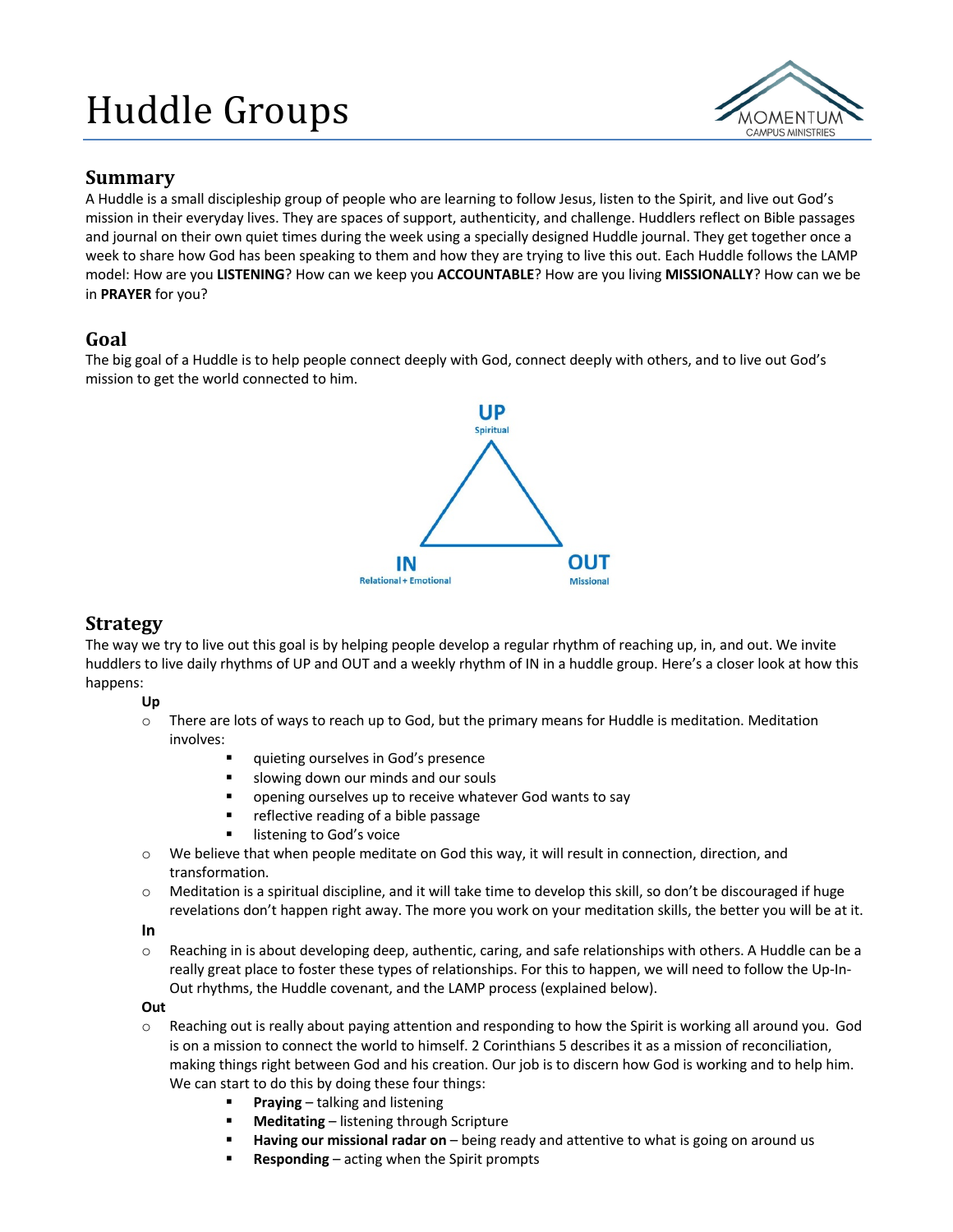# Huddle Groups

## Summary

A Huddle is a small discipleship group of people who are learning to follow Jesus, listen to the Spirit, and live out God's mission in their everyday lives. They are spaces of support, authenticity, and challenge. Huddlers reflect on Bible passages and journal on their own quiet times during the week using a specially designed Huddle journal. They get together once a week to share how God has been speaking to them and how they are trying to live this out. Each Huddle follows the LAMP model: How are you **LISTENING**? How can we keep you **ACCOUNTABLE**? How are you living **MISSIONALLY**? How can we be in **PRAYER** for you?

## Goal

The big goal of a Huddle is to help people connect deeply with God, connect deeply with others, and to live out God's mission to get the world connected to him.

UP
Spiritual

IN
Relational + Emotional

OUT
Missional

## Strategy

The way we try to live out this goal is by helping people develop a regular rhythm of reaching up, in, and out. We invite huddlers to live daily rhythms of UP and OUT and a weekly rhythm of IN in a huddle group. Here's a closer look at how this happens:

**Up**

- There are lots of ways to reach up to God, but the primary means for Huddle is meditation. Meditation involves:
  - quieting ourselves in God's presence
  - slowing down our minds and our souls
  - opening ourselves up to receive whatever God wants to say
  - reflective reading of a bible passage
  - listening to God's voice
- We believe that when people meditate on God this way, it will result in connection, direction, and transformation.
- Meditation is a spiritual discipline, and it will take time to develop this skill, so don't be discouraged if huge revelations don't happen right away. The more you work on your meditation skills, the better you will be at it.

**In**

- Reaching in is about developing deep, authentic, caring, and safe relationships with others. A Huddle can be a really great place to foster these types of relationships. For this to happen, we will need to follow the Up-In-Out rhythms, the Huddle covenant, and the LAMP process (explained below).

**Out**

- Reaching out is really about paying attention and responding to how the Spirit is working all around you. God is on a mission to connect the world to himself. 2 Corinthians 5 describes it as a mission of reconciliation, making things right between God and his creation. Our job is to discern how God is working and to help him. We can start to do this by doing these four things:
  - **Praying** – talking and listening
  - **Meditating** – listening through Scripture
  - **Having our missional radar on** – being ready and attentive to what is going on around us
  - **Responding** – acting when the Spirit prompts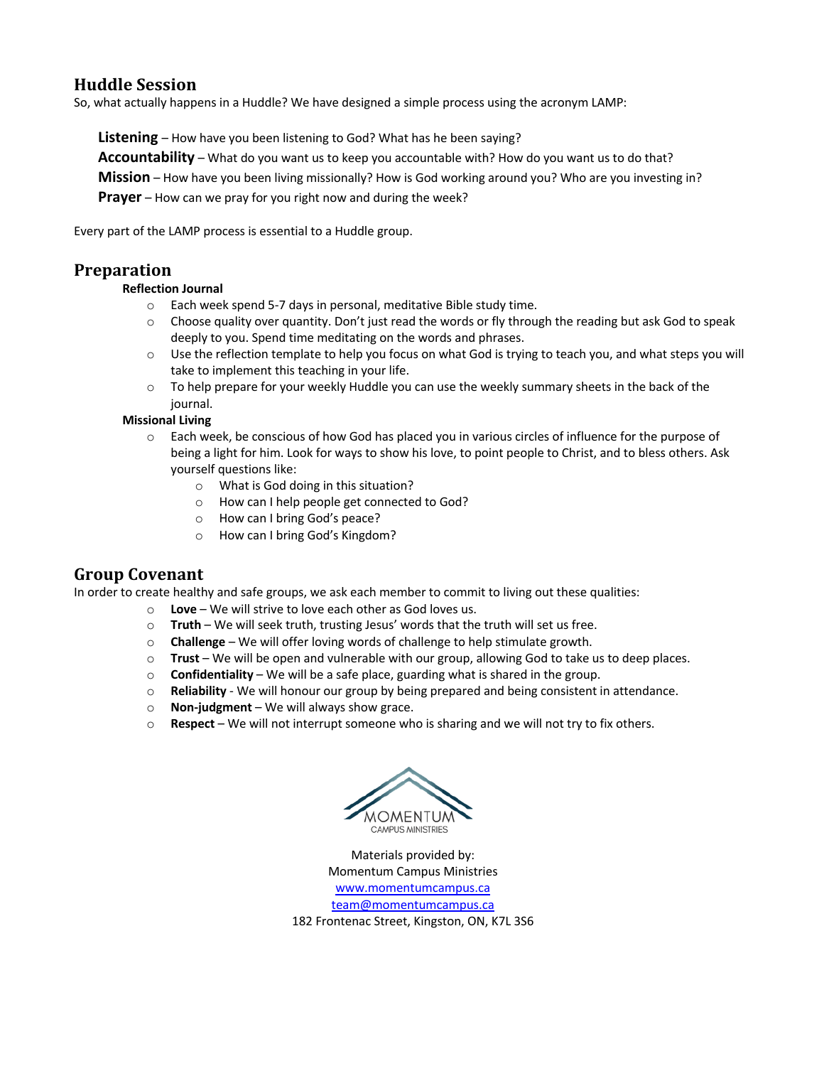## Huddle Session

So, what actually happens in a Huddle? We have designed a simple process using the acronym LAMP:

**Listening** – How have you been listening to God? What has he been saying?
**Accountability** – What do you want us to keep you accountable with? How do you want us to do that?
**Mission** – How have you been living missionally? How is God working around you? Who are you investing in?
**Prayer** – How can we pray for you right now and during the week?

Every part of the LAMP process is essential to a Huddle group.

## Preparation

**Reflection Journal**

- Each week spend 5-7 days in personal, meditative Bible study time.
- Choose quality over quantity. Don't just read the words or fly through the reading but ask God to speak deeply to you. Spend time meditating on the words and phrases.
- Use the reflection template to help you focus on what God is trying to teach you, and what steps you will take to implement this teaching in your life.
- To help prepare for your weekly Huddle you can use the weekly summary sheets in the back of the journal.

**Missional Living**

- Each week, be conscious of how God has placed you in various circles of influence for the purpose of being a light for him. Look for ways to show his love, to point people to Christ, and to bless others. Ask yourself questions like:
  - What is God doing in this situation?
  - How can I help people get connected to God?
  - How can I bring God's peace?
  - How can I bring God's Kingdom?

## Group Covenant

In order to create healthy and safe groups, we ask each member to commit to living out these qualities:

- **Love** – We will strive to love each other as God loves us.
- **Truth** – We will seek truth, trusting Jesus' words that the truth will set us free.
- **Challenge** – We will offer loving words of challenge to help stimulate growth.
- **Trust** – We will be open and vulnerable with our group, allowing God to take us to deep places.
- **Confidentiality** – We will be a safe place, guarding what is shared in the group.
- **Reliability** - We will honour our group by being prepared and being consistent in attendance.
- **Non-judgment** – We will always show grace.
- **Respect** – We will not interrupt someone who is sharing and we will not try to fix others.

MOMENTUM
CAMPUS MINISTRIES

Materials provided by:
Momentum Campus Ministries
www.momentumcampus.ca
team@momentumcampus.ca
182 Frontenac Street, Kingston, ON, K7L 3S6